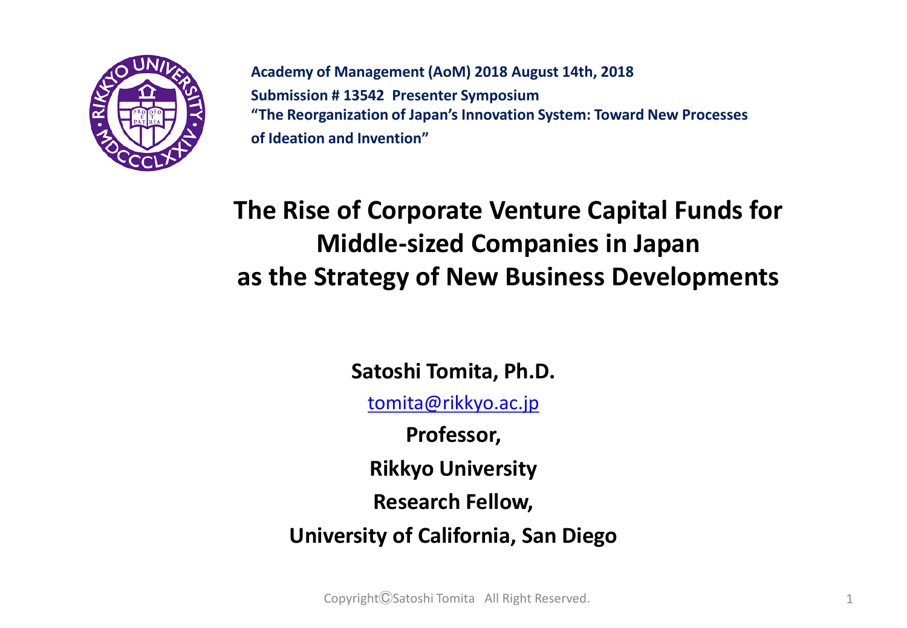**Academy of Management (AoM) 2018 August 14th, 2018**

**Submission # 13542 Presenter Symposium**

**"The Reorganization of Japan's Innovation System: Toward New Processes of Ideation and Invention"**

# The Rise of Corporate Venture Capital Funds for Middle-sized Companies in Japan as the Strategy of New Business Developments

**Satoshi Tomita, Ph.D.**

tomita@rikkyo.ac.jp

**Professor,**

**Rikkyo University**

**Research Fellow,**

**University of California, San Diego**

Copyright©Satoshi Tomita All Right Reserved.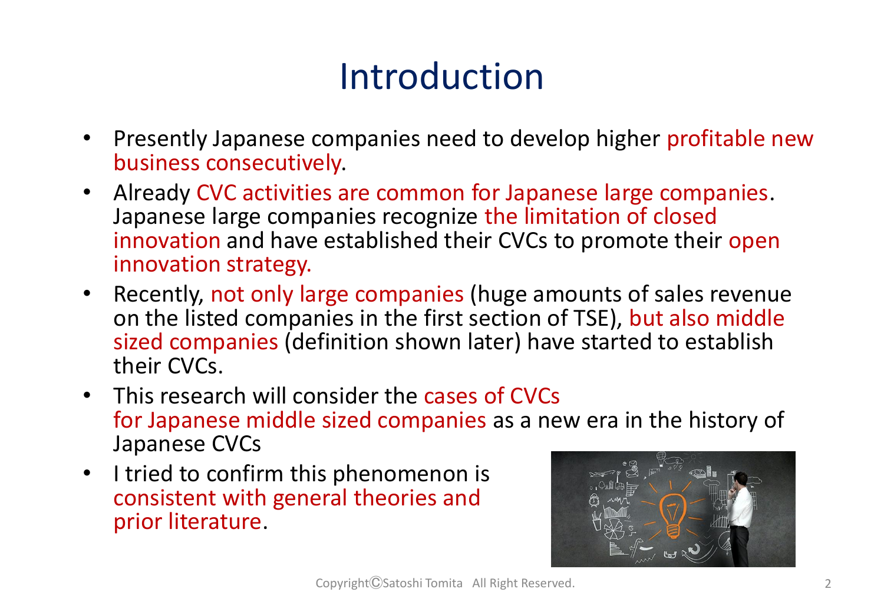# Introduction

- Presently Japanese companies need to develop higher profitable new business consecutively.
- Already CVC activities are common for Japanese large companies. Japanese large companies recognize the limitation of closed innovation and have established their CVCs to promote their open innovation strategy.
- Recently, not only large companies (huge amounts of sales revenue on the listed companies in the first section of TSE), but also middle sized companies (definition shown later) have started to establish their CVCs.
- This research will consider the cases of CVCs for Japanese middle sized companies as a new era in the history of Japanese CVCs
- I tried to confirm this phenomenon is consistent with general theories and prior literature.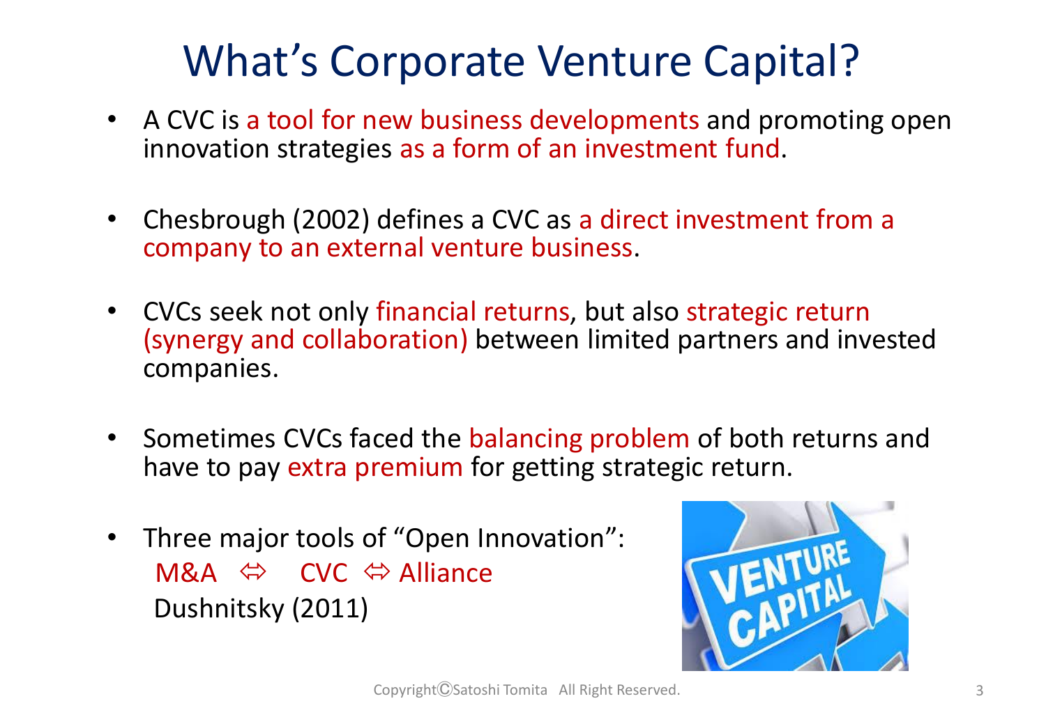# What's Corporate Venture Capital?

- A CVC is a tool for new business developments and promoting open innovation strategies as a form of an investment fund.
- Chesbrough (2002) defines a CVC as a direct investment from a company to an external venture business.
- CVCs seek not only financial returns, but also strategic return (synergy and collaboration) between limited partners and invested companies.
- Sometimes CVCs faced the balancing problem of both returns and have to pay extra premium for getting strategic return.
- Three major tools of "Open Innovation":
  M&A ⇔ CVC ⇔ Alliance
  Dushnitsky (2011)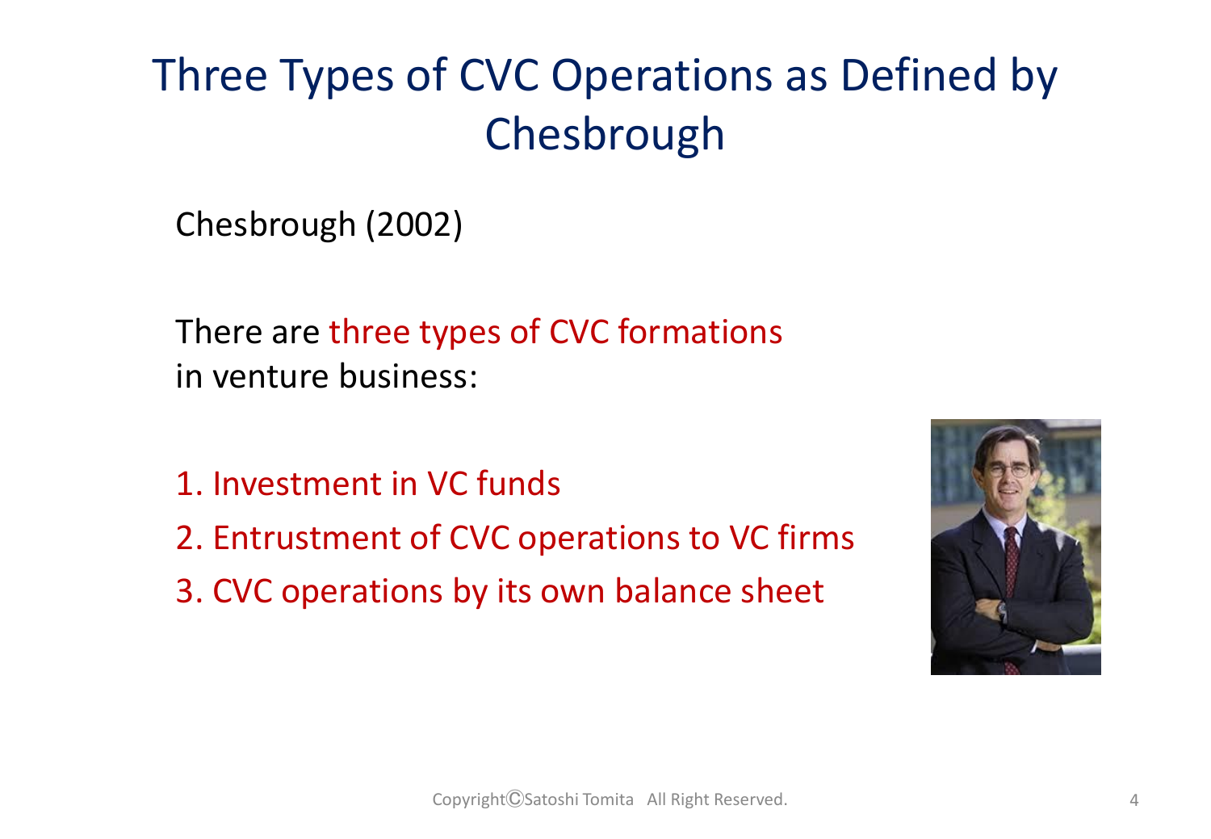# Three Types of CVC Operations as Defined by Chesbrough

Chesbrough (2002)

There are three types of CVC formations in venture business:

1. Investment in VC funds
2. Entrustment of CVC operations to VC firms
3. CVC operations by its own balance sheet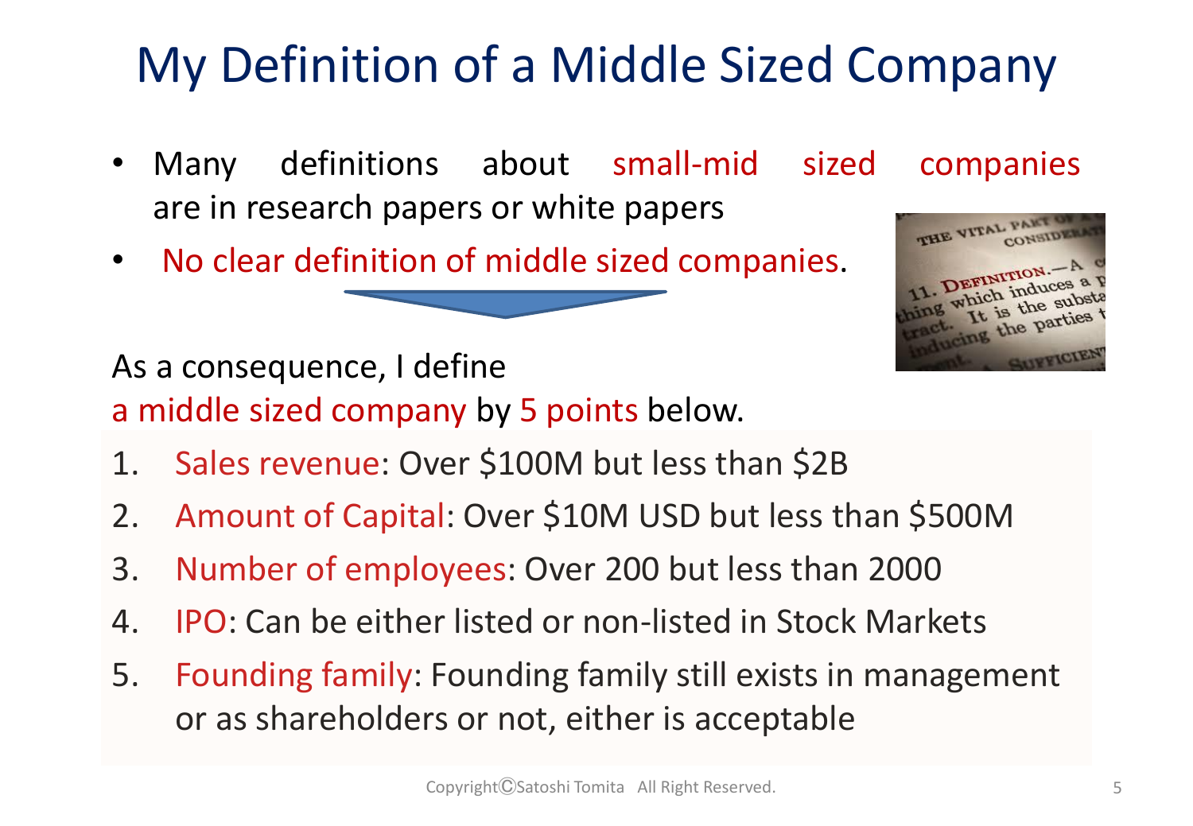# My Definition of a Middle Sized Company

- Many definitions about small-mid sized companies are in research papers or white papers
- No clear definition of middle sized companies.

As a consequence, I define a middle sized company by 5 points below.

1. Sales revenue: Over $100M but less than $2B
2. Amount of Capital: Over $10M USD but less than $500M
3. Number of employees: Over 200 but less than 2000
4. IPO: Can be either listed or non-listed in Stock Markets
5. Founding family: Founding family still exists in management or as shareholders or not, either is acceptable

Copyright©Satoshi Tomita All Right Reserved.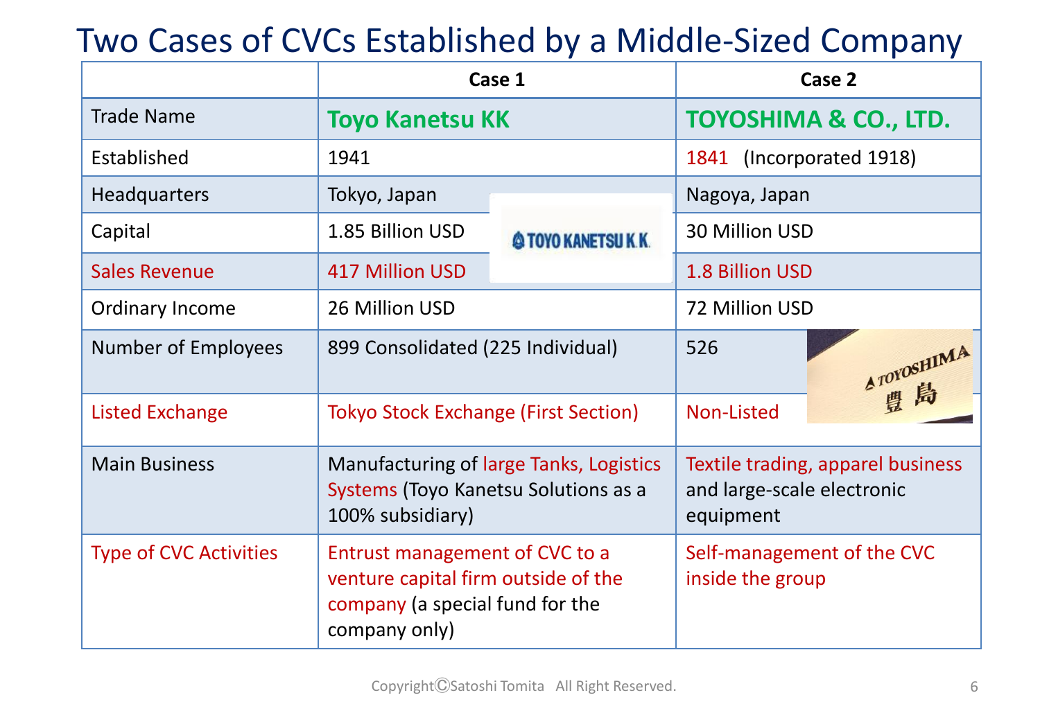# Two Cases of CVCs Established by a Middle-Sized Company

| | Case 1 | Case 2 |
|---|---|---|
| Trade Name | **Toyo Kanetsu KK** | **TOYOSHIMA & CO., LTD.** |
| Established | 1941 | 1841 (Incorporated 1918) |
| Headquarters | Tokyo, Japan | Nagoya, Japan |
| Capital | 1.85 Billion USD | 30 Million USD |
| Sales Revenue | 417 Million USD | 1.8 Billion USD |
| Ordinary Income | 26 Million USD | 72 Million USD |
| Number of Employees | 899 Consolidated (225 Individual) | 526 |
| Listed Exchange | Tokyo Stock Exchange (First Section) | Non-Listed |
| Main Business | Manufacturing of large Tanks, Logistics Systems (Toyo Kanetsu Solutions as a 100% subsidiary) | Textile trading, apparel business and large-scale electronic equipment |
| Type of CVC Activities | Entrust management of CVC to a venture capital firm outside of the company (a special fund for the company only) | Self-management of the CVC inside the group |

Copyright©Satoshi Tomita All Right Reserved.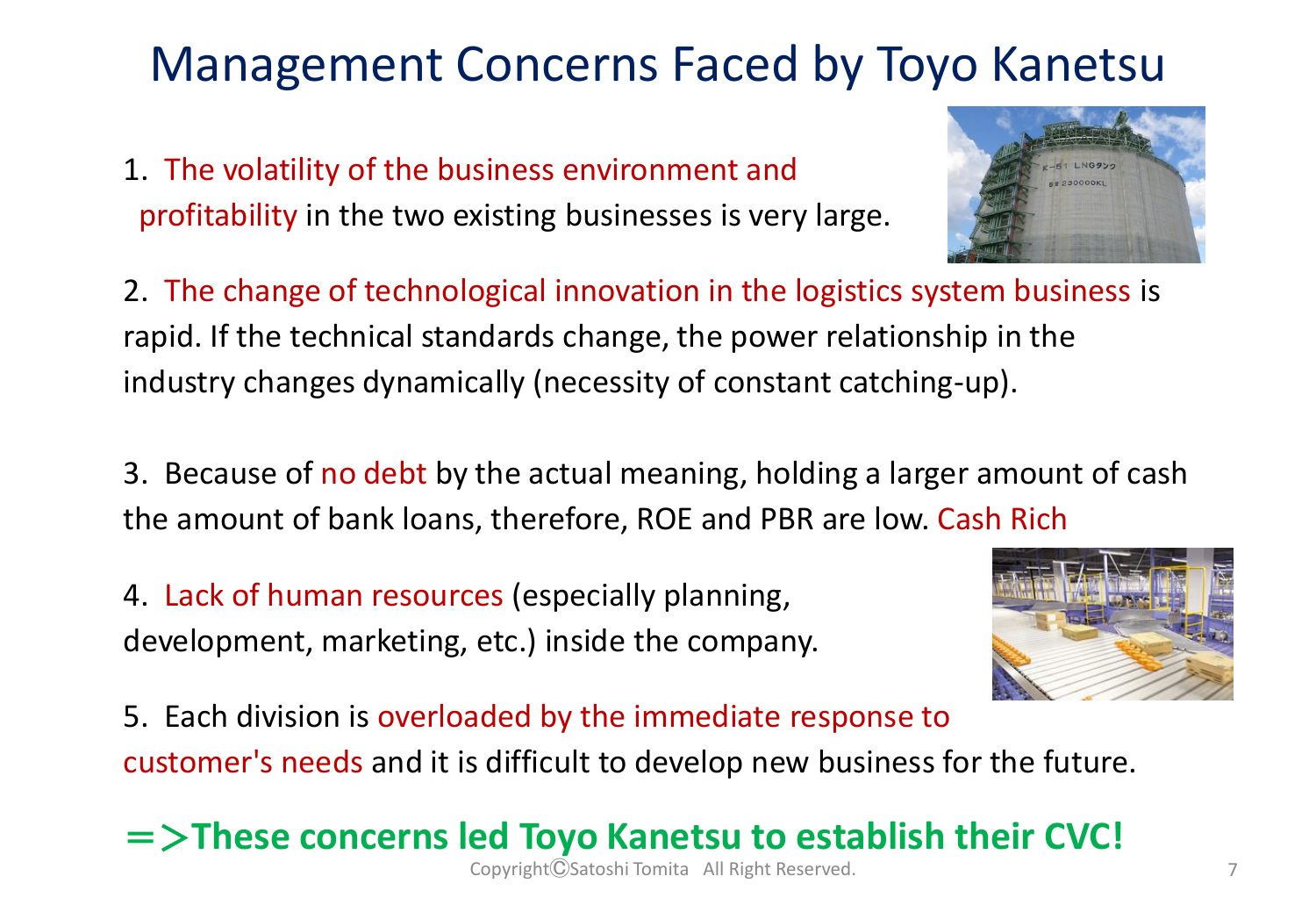# Management Concerns Faced by Toyo Kanetsu

1. The volatility of the business environment and profitability in the two existing businesses is very large.

2. The change of technological innovation in the logistics system business is rapid. If the technical standards change, the power relationship in the industry changes dynamically (necessity of constant catching-up).

3. Because of no debt by the actual meaning, holding a larger amount of cash the amount of bank loans, therefore, ROE and PBR are low. Cash Rich

4. Lack of human resources (especially planning, development, marketing, etc.) inside the company.

5. Each division is overloaded by the immediate response to customer's needs and it is difficult to develop new business for the future.

**＝＞These concerns led Toyo Kanetsu to establish their CVC!**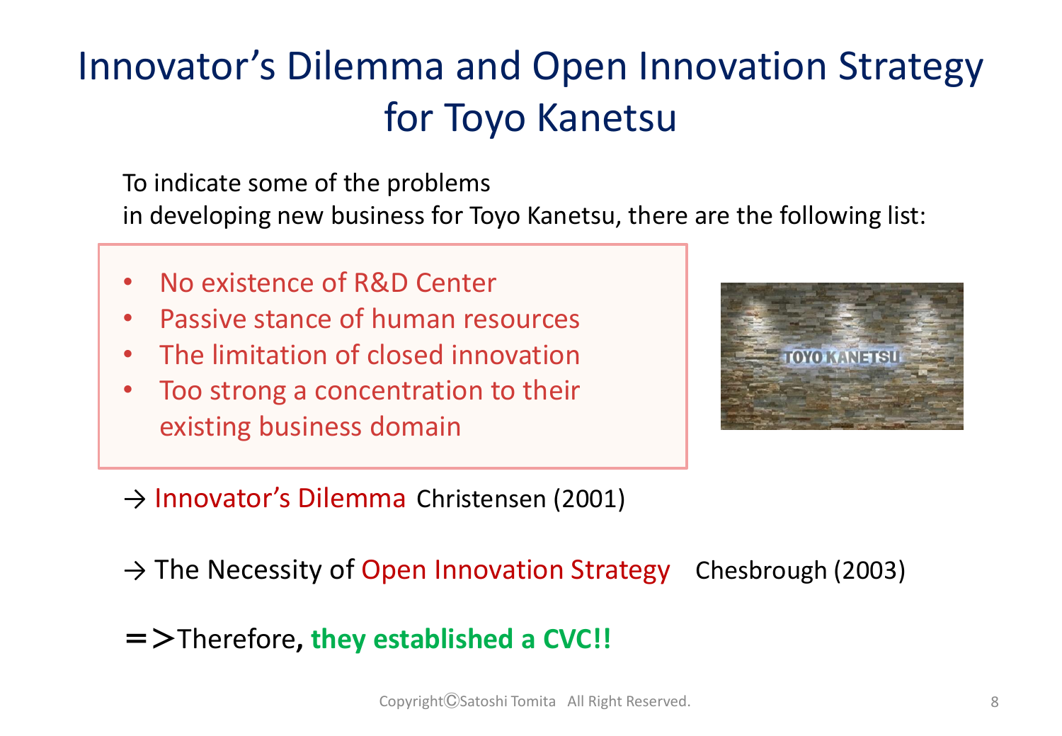# Innovator's Dilemma and Open Innovation Strategy for Toyo Kanetsu

To indicate some of the problems
in developing new business for Toyo Kanetsu, there are the following list:

- No existence of R&D Center
- Passive stance of human resources
- The limitation of closed innovation
- Too strong a concentration to their existing business domain

→ Innovator's Dilemma Christensen (2001)

→ The Necessity of Open Innovation Strategy Chesbrough (2003)

＝＞Therefore, **they established a CVC!!**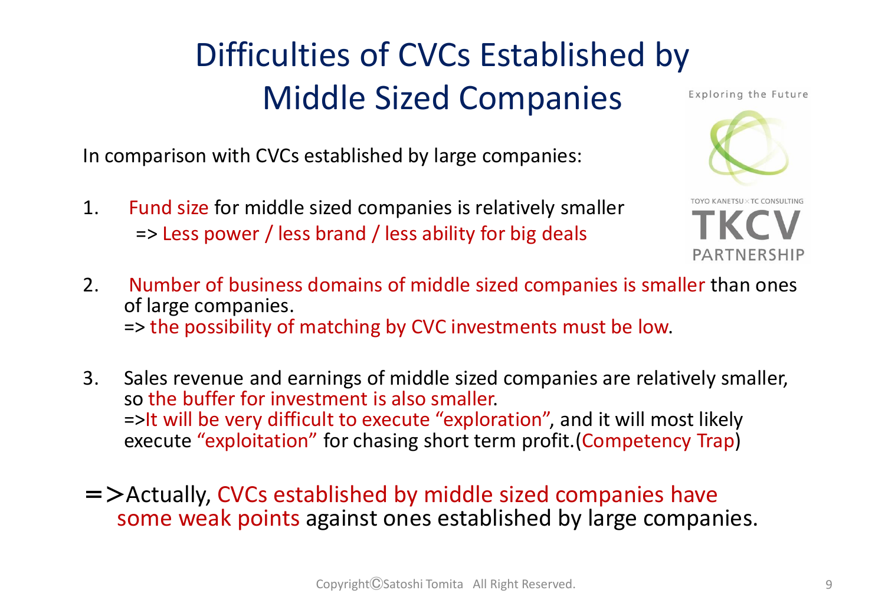# Difficulties of CVCs Established by Middle Sized Companies

Exploring the Future

TOYO KANETSU × TC CONSULTING
TKCV PARTNERSHIP

In comparison with CVCs established by large companies:

1. Fund size for middle sized companies is relatively smaller
   => Less power / less brand / less ability for big deals

2. Number of business domains of middle sized companies is smaller than ones of large companies.
   => the possibility of matching by CVC investments must be low.

3. Sales revenue and earnings of middle sized companies are relatively smaller, so the buffer for investment is also smaller.
   =>It will be very difficult to execute "exploration", and it will most likely execute "exploitation" for chasing short term profit.(Competency Trap)

=>Actually, CVCs established by middle sized companies have some weak points against ones established by large companies.

Copyright©Satoshi Tomita All Right Reserved.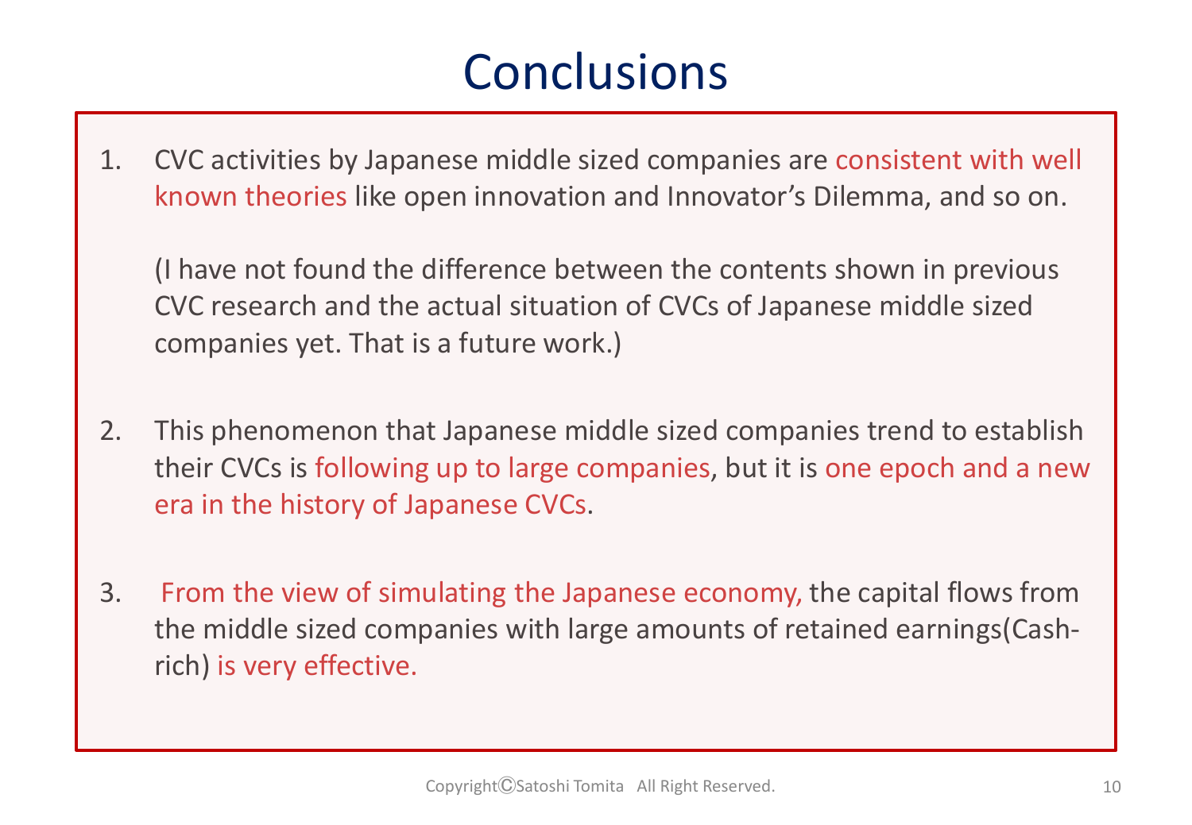# Conclusions

1. CVC activities by Japanese middle sized companies are consistent with well known theories like open innovation and Innovator's Dilemma, and so on.

   (I have not found the difference between the contents shown in previous CVC research and the actual situation of CVCs of Japanese middle sized companies yet. That is a future work.)

2. This phenomenon that Japanese middle sized companies trend to establish their CVCs is following up to large companies, but it is one epoch and a new era in the history of Japanese CVCs.

3. From the view of simulating the Japanese economy, the capital flows from the middle sized companies with large amounts of retained earnings(Cash-rich) is very effective.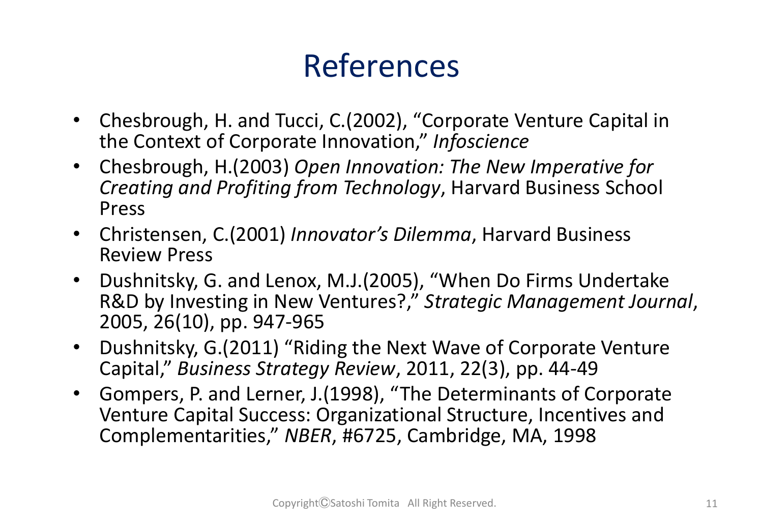# References

- Chesbrough, H. and Tucci, C.(2002), "Corporate Venture Capital in the Context of Corporate Innovation," *Infoscience*
- Chesbrough, H.(2003) *Open Innovation: The New Imperative for Creating and Profiting from Technology*, Harvard Business School Press
- Christensen, C.(2001) *Innovator's Dilemma*, Harvard Business Review Press
- Dushnitsky, G. and Lenox, M.J.(2005), "When Do Firms Undertake R&D by Investing in New Ventures?," *Strategic Management Journal*, 2005, 26(10), pp. 947-965
- Dushnitsky, G.(2011) "Riding the Next Wave of Corporate Venture Capital," *Business Strategy Review*, 2011, 22(3), pp. 44-49
- Gompers, P. and Lerner, J.(1998), "The Determinants of Corporate Venture Capital Success: Organizational Structure, Incentives and Complementarities," *NBER*, #6725, Cambridge, MA, 1998

Copyright©Satoshi Tomita All Right Reserved.